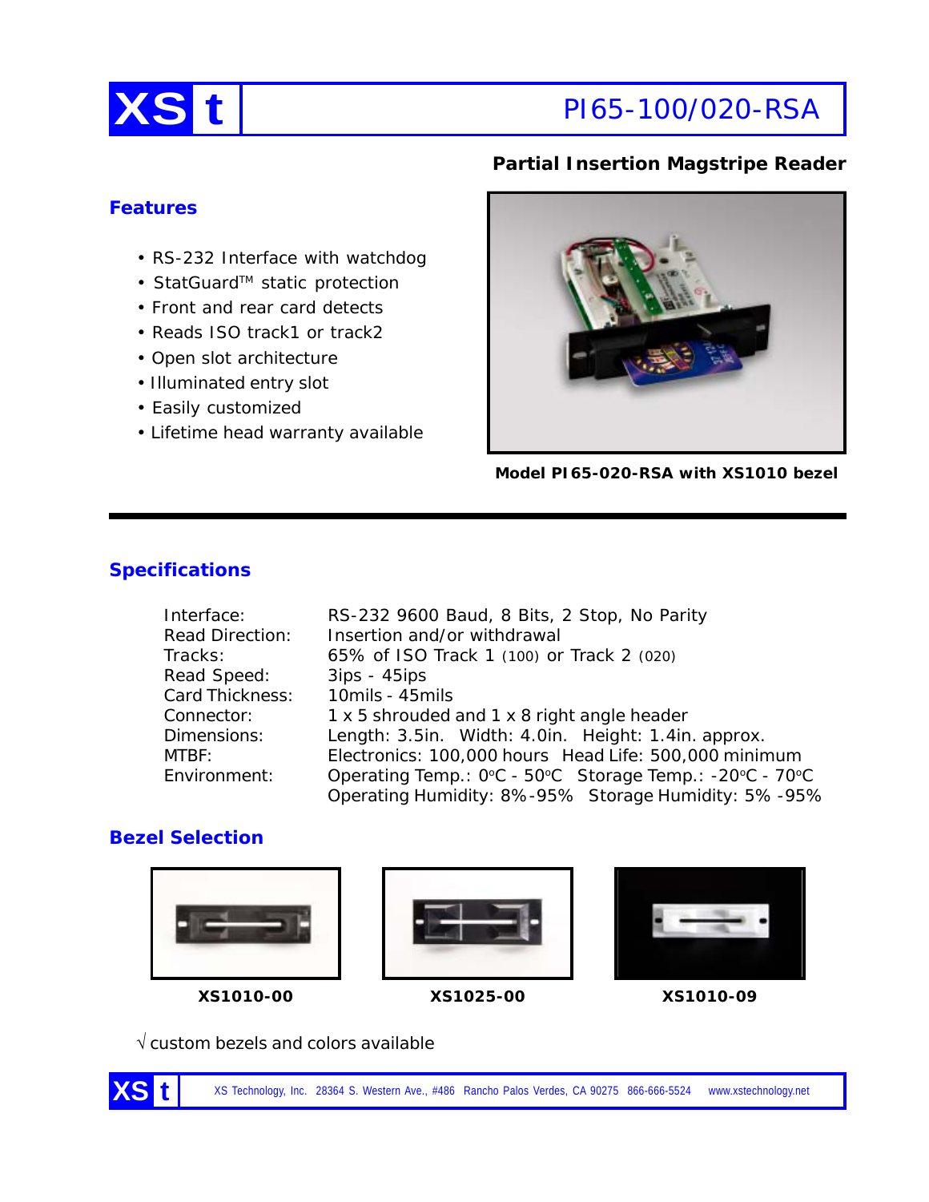# XS t PI65-100/020-RSA

## Partial Insertion Magstripe Reader

### Features

- RS-232 Interface with watchdog
- StatGuard™ static protection
- Front and rear card detects
- Reads ISO track1 or track2
- Open slot architecture
- Illuminated entry slot
- Easily customized
- Lifetime head warranty available

**Model PI65-020-RSA with XS1010 bezel**

### Specifications

| | |
|---|---|
| Interface: | RS-232 9600 Baud, 8 Bits, 2 Stop, No Parity |
| Read Direction: | Insertion and/or withdrawal |
| Tracks: | 65% of ISO Track 1 (100) or Track 2 (020) |
| Read Speed: | 3ips - 45ips |
| Card Thickness: | 10mils - 45mils |
| Connector: | 1 x 5 shrouded and 1 x 8 right angle header |
| Dimensions: | Length: 3.5in. Width: 4.0in. Height: 1.4in. approx. |
| MTBF: | Electronics: 100,000 hours Head Life: 500,000 minimum |
| Environment: | Operating Temp.: 0°C - 50°C Storage Temp.: -20°C - 70°C |
| | Operating Humidity: 8%-95% Storage Humidity: 5% -95% |

### Bezel Selection

**XS1010-00** **XS1025-00** **XS1010-09**

√ custom bezels and colors available

XS t XS Technology, Inc. 28364 S. Western Ave., #486 Rancho Palos Verdes, CA 90275 866-666-5524 www.xstechnology.net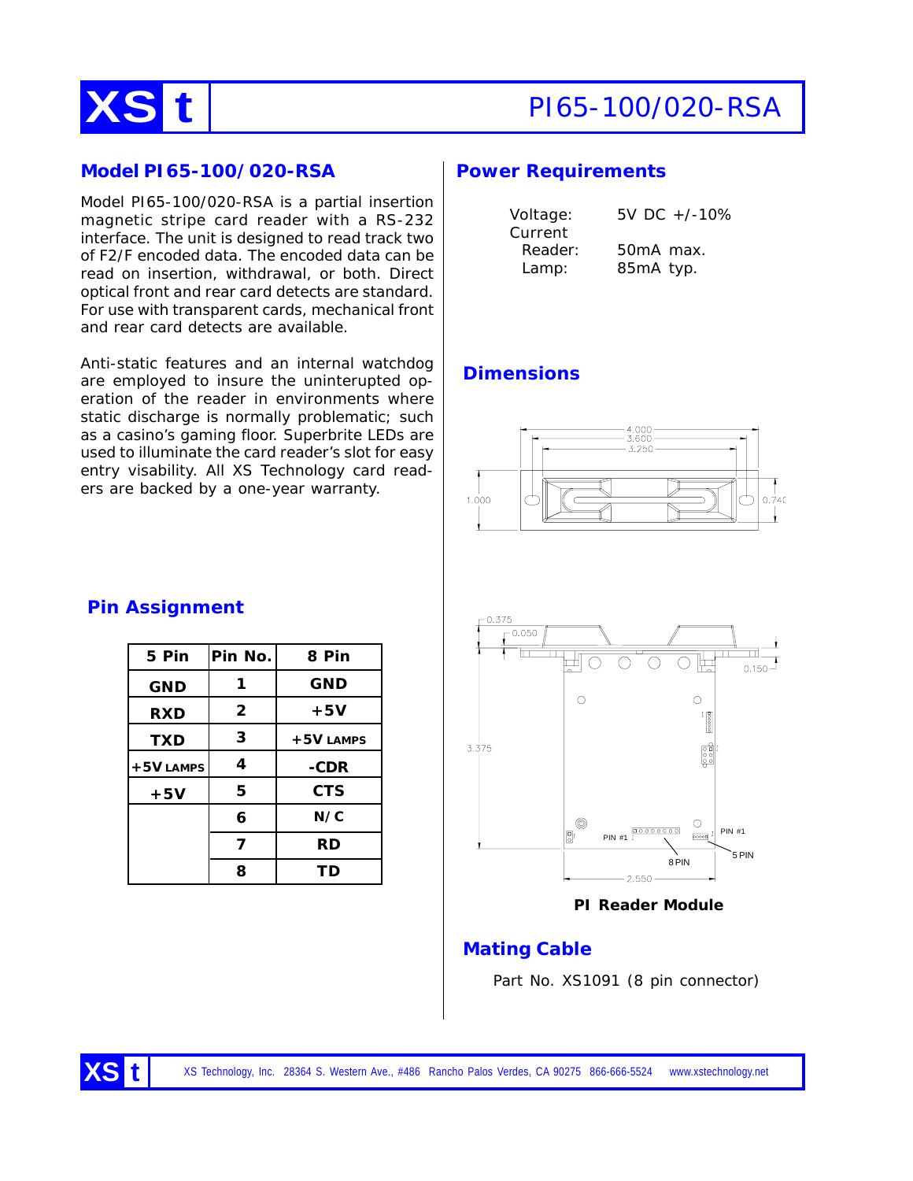# PI65-100/020-RSA

## Model PI65-100/020-RSA

Model PI65-100/020-RSA is a partial insertion magnetic stripe card reader with a RS-232 interface. The unit is designed to read track two of F2/F encoded data. The encoded data can be read on insertion, withdrawal, or both. Direct optical front and rear card detects are standard. For use with transparent cards, mechanical front and rear card detects are available.

Anti-static features and an internal watchdog are employed to insure the uninterupted operation of the reader in environments where static discharge is normally problematic; such as a casino's gaming floor. Superbrite LEDs are used to illuminate the card reader's slot for easy entry visability. All XS Technology card readers are backed by a one-year warranty.

## Pin Assignment

| 5 Pin | Pin No. | 8 Pin |
|---|---|---|
| GND | 1 | GND |
| RXD | 2 | +5V |
| TXD | 3 | +5V LAMPS |
| +5V LAMPS | 4 | -CDR |
| +5V | 5 | CTS |
| | 6 | N/C |
| | 7 | RD |
| | 8 | TD |

## Power Requirements

Voltage: 5V DC +/-10%

Current

Reader: 50mA max.

Lamp: 85mA typ.

## Dimensions

4.000
3.600
3.250
1.000
0.740

0.375
0.050
0.150
3.375
PIN #1
PIN #1
8 PIN
5 PIN
2.550

**PI Reader Module**

## Mating Cable

Part No. XS1091 (8 pin connector)

XS Technology, Inc. 28364 S. Western Ave., #486 Rancho Palos Verdes, CA 90275 866-666-5524 www.xstechnology.net